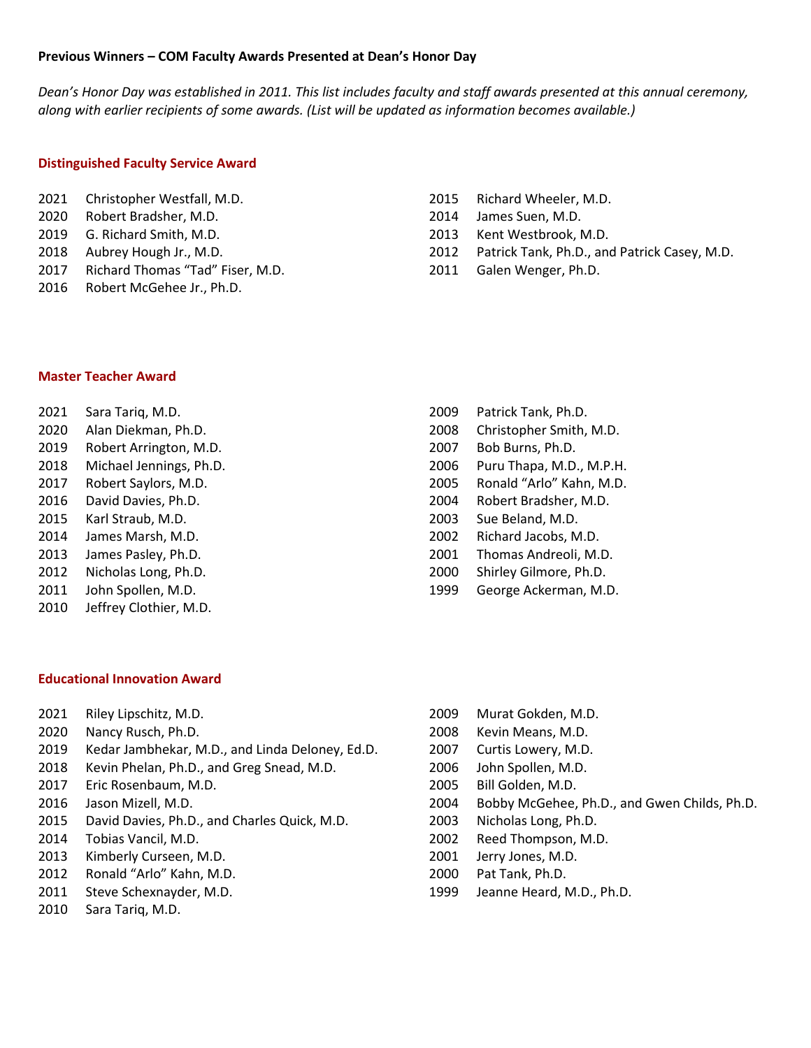**Previous Winners – COM Faculty Awards Presented at Dean's Honor Day**

*Dean's Honor Day was established in 2011. This list includes faculty and staff awards presented at this annual ceremony, along with earlier recipients of some awards. (List will be updated as information becomes available.)*

## Distinguished Faculty Service Award

- 2021 Christopher Westfall, M.D.
- 2020 Robert Bradsher, M.D.
- 2019 G. Richard Smith, M.D.
- 2018 Aubrey Hough Jr., M.D.
- 2017 Richard Thomas "Tad" Fiser, M.D.
- 2016 Robert McGehee Jr., Ph.D.
- 2015 Richard Wheeler, M.D.
- 2014 James Suen, M.D.
- 2013 Kent Westbrook, M.D.
- 2012 Patrick Tank, Ph.D., and Patrick Casey, M.D.
- 2011 Galen Wenger, Ph.D.

## Master Teacher Award

- 2021 Sara Tariq, M.D.
- 2020 Alan Diekman, Ph.D.
- 2019 Robert Arrington, M.D.
- 2018 Michael Jennings, Ph.D.
- 2017 Robert Saylors, M.D.
- 2016 David Davies, Ph.D.
- 2015 Karl Straub, M.D.
- 2014 James Marsh, M.D.
- 2013 James Pasley, Ph.D.
- 2012 Nicholas Long, Ph.D.
- 2011 John Spollen, M.D.
- 2010 Jeffrey Clothier, M.D.
- 2009 Patrick Tank, Ph.D.
- 2008 Christopher Smith, M.D.
- 2007 Bob Burns, Ph.D.
- 2006 Puru Thapa, M.D., M.P.H.
- 2005 Ronald "Arlo" Kahn, M.D.
- 2004 Robert Bradsher, M.D.
- 2003 Sue Beland, M.D.
- 2002 Richard Jacobs, M.D.
- 2001 Thomas Andreoli, M.D.
- 2000 Shirley Gilmore, Ph.D.
- 1999 George Ackerman, M.D.

## Educational Innovation Award

- 2021 Riley Lipschitz, M.D.
- 2020 Nancy Rusch, Ph.D.
- 2019 Kedar Jambhekar, M.D., and Linda Deloney, Ed.D.
- 2018 Kevin Phelan, Ph.D., and Greg Snead, M.D.
- 2017 Eric Rosenbaum, M.D.
- 2016 Jason Mizell, M.D.
- 2015 David Davies, Ph.D., and Charles Quick, M.D.
- 2014 Tobias Vancil, M.D.
- 2013 Kimberly Curseen, M.D.
- 2012 Ronald "Arlo" Kahn, M.D.
- 2011 Steve Schexnayder, M.D.
- 2010 Sara Tariq, M.D.
- 2009 Murat Gokden, M.D.
- 2008 Kevin Means, M.D.
- 2007 Curtis Lowery, M.D.
- 2006 John Spollen, M.D.
- 2005 Bill Golden, M.D.
- 2004 Bobby McGehee, Ph.D., and Gwen Childs, Ph.D.
- 2003 Nicholas Long, Ph.D.
- 2002 Reed Thompson, M.D.
- 2001 Jerry Jones, M.D.
- 2000 Pat Tank, Ph.D.
- 1999 Jeanne Heard, M.D., Ph.D.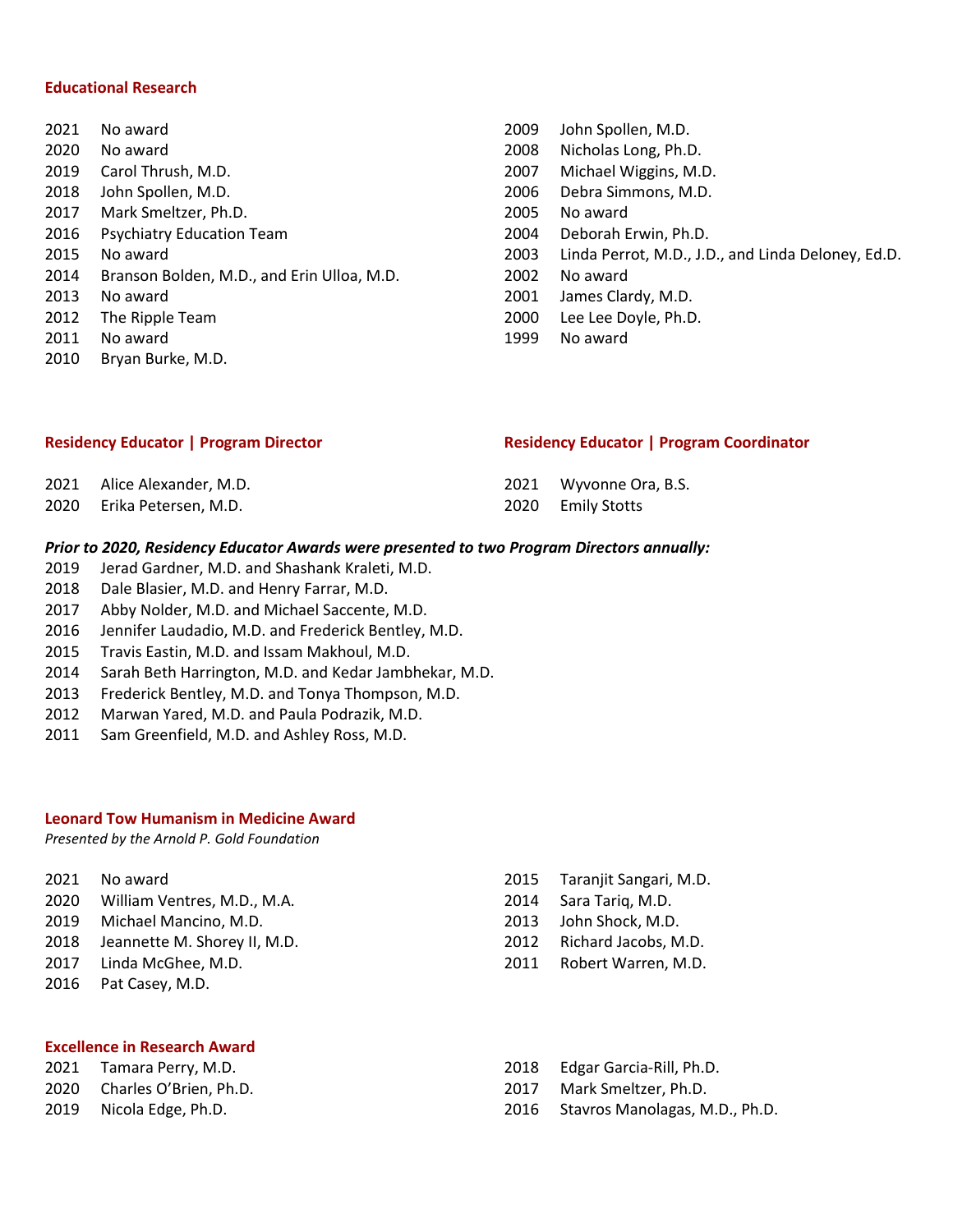## Educational Research

2021 No award
2020 No award
2019 Carol Thrush, M.D.
2018 John Spollen, M.D.
2017 Mark Smeltzer, Ph.D.
2016 Psychiatry Education Team
2015 No award
2014 Branson Bolden, M.D., and Erin Ulloa, M.D.
2013 No award
2012 The Ripple Team
2011 No award
2010 Bryan Burke, M.D.
2009 John Spollen, M.D.
2008 Nicholas Long, Ph.D.
2007 Michael Wiggins, M.D.
2006 Debra Simmons, M.D.
2005 No award
2004 Deborah Erwin, Ph.D.
2003 Linda Perrot, M.D., J.D., and Linda Deloney, Ed.D.
2002 No award
2001 James Clardy, M.D.
2000 Lee Lee Doyle, Ph.D.
1999 No award

## Residency Educator | Program Director

2021 Alice Alexander, M.D.
2020 Erika Petersen, M.D.

## Residency Educator | Program Coordinator

2021 Wyvonne Ora, B.S.
2020 Emily Stotts

***Prior to 2020, Residency Educator Awards were presented to two Program Directors annually:***

2019 Jerad Gardner, M.D. and Shashank Kraleti, M.D.
2018 Dale Blasier, M.D. and Henry Farrar, M.D.
2017 Abby Nolder, M.D. and Michael Saccente, M.D.
2016 Jennifer Laudadio, M.D. and Frederick Bentley, M.D.
2015 Travis Eastin, M.D. and Issam Makhoul, M.D.
2014 Sarah Beth Harrington, M.D. and Kedar Jambhekar, M.D.
2013 Frederick Bentley, M.D. and Tonya Thompson, M.D.
2012 Marwan Yared, M.D. and Paula Podrazik, M.D.
2011 Sam Greenfield, M.D. and Ashley Ross, M.D.

## Leonard Tow Humanism in Medicine Award

*Presented by the Arnold P. Gold Foundation*

2021 No award
2020 William Ventres, M.D., M.A.
2019 Michael Mancino, M.D.
2018 Jeannette M. Shorey II, M.D.
2017 Linda McGhee, M.D.
2016 Pat Casey, M.D.
2015 Taranjit Sangari, M.D.
2014 Sara Tariq, M.D.
2013 John Shock, M.D.
2012 Richard Jacobs, M.D.
2011 Robert Warren, M.D.

## Excellence in Research Award

2021 Tamara Perry, M.D.
2020 Charles O'Brien, Ph.D.
2019 Nicola Edge, Ph.D.
2018 Edgar Garcia-Rill, Ph.D.
2017 Mark Smeltzer, Ph.D.
2016 Stavros Manolagas, M.D., Ph.D.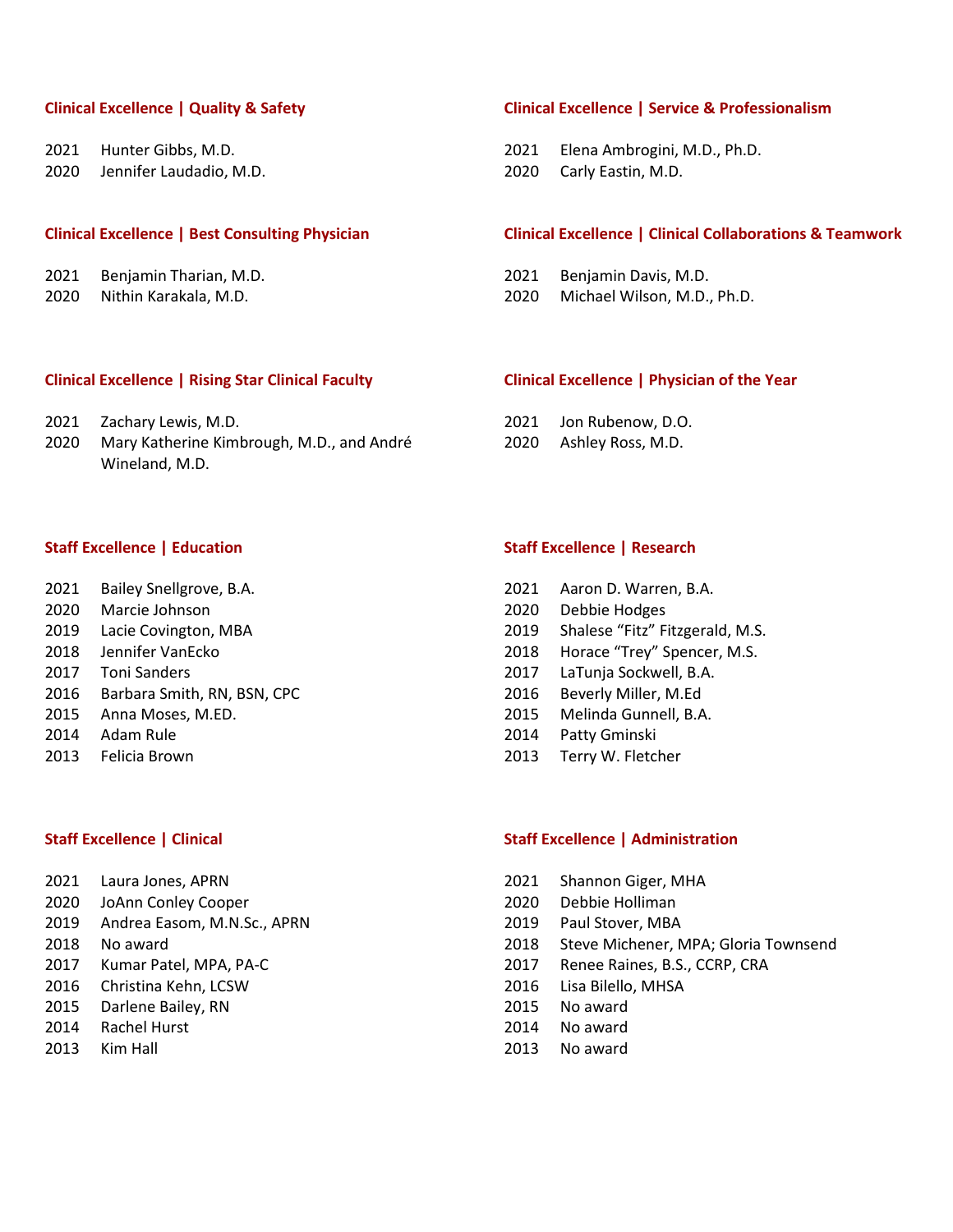### Clinical Excellence | Quality & Safety

2021 Hunter Gibbs, M.D.
2020 Jennifer Laudadio, M.D.

### Clinical Excellence | Best Consulting Physician

2021 Benjamin Tharian, M.D.
2020 Nithin Karakala, M.D.

### Clinical Excellence | Rising Star Clinical Faculty

2021 Zachary Lewis, M.D.
2020 Mary Katherine Kimbrough, M.D., and André Wineland, M.D.

### Clinical Excellence | Service & Professionalism

2021 Elena Ambrogini, M.D., Ph.D.
2020 Carly Eastin, M.D.

### Clinical Excellence | Clinical Collaborations & Teamwork

2021 Benjamin Davis, M.D.
2020 Michael Wilson, M.D., Ph.D.

### Clinical Excellence | Physician of the Year

2021 Jon Rubenow, D.O.
2020 Ashley Ross, M.D.

### Staff Excellence | Education

2021 Bailey Snellgrove, B.A.
2020 Marcie Johnson
2019 Lacie Covington, MBA
2018 Jennifer VanEcko
2017 Toni Sanders
2016 Barbara Smith, RN, BSN, CPC
2015 Anna Moses, M.ED.
2014 Adam Rule
2013 Felicia Brown

### Staff Excellence | Clinical

2021 Laura Jones, APRN
2020 JoAnn Conley Cooper
2019 Andrea Easom, M.N.Sc., APRN
2018 No award
2017 Kumar Patel, MPA, PA-C
2016 Christina Kehn, LCSW
2015 Darlene Bailey, RN
2014 Rachel Hurst
2013 Kim Hall

### Staff Excellence | Research

2021 Aaron D. Warren, B.A.
2020 Debbie Hodges
2019 Shalese "Fitz" Fitzgerald, M.S.
2018 Horace "Trey" Spencer, M.S.
2017 LaTunja Sockwell, B.A.
2016 Beverly Miller, M.Ed
2015 Melinda Gunnell, B.A.
2014 Patty Gminski
2013 Terry W. Fletcher

### Staff Excellence | Administration

2021 Shannon Giger, MHA
2020 Debbie Holliman
2019 Paul Stover, MBA
2018 Steve Michener, MPA; Gloria Townsend
2017 Renee Raines, B.S., CCRP, CRA
2016 Lisa Bilello, MHSA
2015 No award
2014 No award
2013 No award